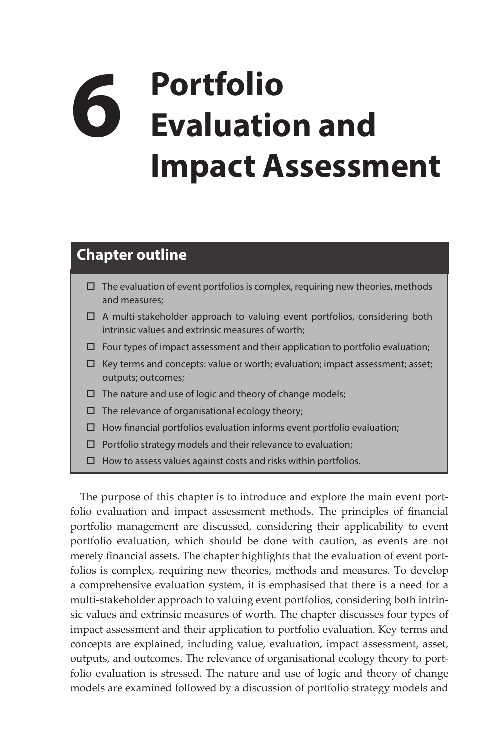# 6 Portfolio Evaluation and Impact Assessment

## Chapter outline

- ☐ The evaluation of event portfolios is complex, requiring new theories, methods and measures;
- ☐ A multi-stakeholder approach to valuing event portfolios, considering both intrinsic values and extrinsic measures of worth;
- ☐ Four types of impact assessment and their application to portfolio evaluation;
- ☐ Key terms and concepts: value or worth; evaluation; impact assessment; asset; outputs; outcomes;
- ☐ The nature and use of logic and theory of change models;
- ☐ The relevance of organisational ecology theory;
- ☐ How financial portfolios evaluation informs event portfolio evaluation;
- ☐ Portfolio strategy models and their relevance to evaluation;
- ☐ How to assess values against costs and risks within portfolios.

The purpose of this chapter is to introduce and explore the main event portfolio evaluation and impact assessment methods. The principles of financial portfolio management are discussed, considering their applicability to event portfolio evaluation, which should be done with caution, as events are not merely financial assets. The chapter highlights that the evaluation of event portfolios is complex, requiring new theories, methods and measures. To develop a comprehensive evaluation system, it is emphasised that there is a need for a multi-stakeholder approach to valuing event portfolios, considering both intrinsic values and extrinsic measures of worth. The chapter discusses four types of impact assessment and their application to portfolio evaluation. Key terms and concepts are explained, including value, evaluation, impact assessment, asset, outputs, and outcomes. The relevance of organisational ecology theory to portfolio evaluation is stressed. The nature and use of logic and theory of change models are examined followed by a discussion of portfolio strategy models and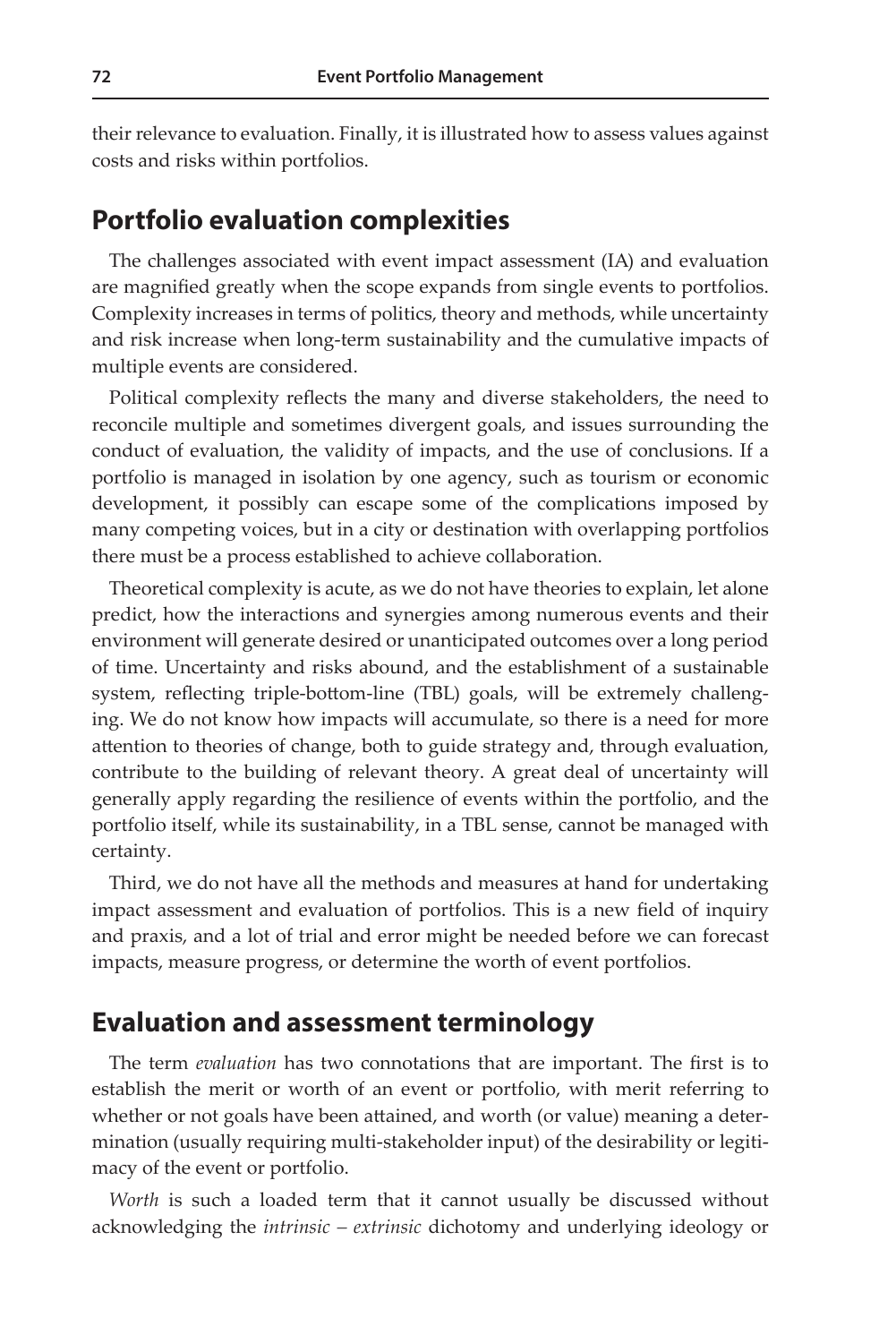their relevance to evaluation. Finally, it is illustrated how to assess values against costs and risks within portfolios.

## Portfolio evaluation complexities

The challenges associated with event impact assessment (IA) and evaluation are magnified greatly when the scope expands from single events to portfolios. Complexity increases in terms of politics, theory and methods, while uncertainty and risk increase when long-term sustainability and the cumulative impacts of multiple events are considered.

Political complexity reflects the many and diverse stakeholders, the need to reconcile multiple and sometimes divergent goals, and issues surrounding the conduct of evaluation, the validity of impacts, and the use of conclusions. If a portfolio is managed in isolation by one agency, such as tourism or economic development, it possibly can escape some of the complications imposed by many competing voices, but in a city or destination with overlapping portfolios there must be a process established to achieve collaboration.

Theoretical complexity is acute, as we do not have theories to explain, let alone predict, how the interactions and synergies among numerous events and their environment will generate desired or unanticipated outcomes over a long period of time. Uncertainty and risks abound, and the establishment of a sustainable system, reflecting triple-bottom-line (TBL) goals, will be extremely challenging. We do not know how impacts will accumulate, so there is a need for more attention to theories of change, both to guide strategy and, through evaluation, contribute to the building of relevant theory. A great deal of uncertainty will generally apply regarding the resilience of events within the portfolio, and the portfolio itself, while its sustainability, in a TBL sense, cannot be managed with certainty.

Third, we do not have all the methods and measures at hand for undertaking impact assessment and evaluation of portfolios. This is a new field of inquiry and praxis, and a lot of trial and error might be needed before we can forecast impacts, measure progress, or determine the worth of event portfolios.

## Evaluation and assessment terminology

The term *evaluation* has two connotations that are important. The first is to establish the merit or worth of an event or portfolio, with merit referring to whether or not goals have been attained, and worth (or value) meaning a determination (usually requiring multi-stakeholder input) of the desirability or legitimacy of the event or portfolio.

*Worth* is such a loaded term that it cannot usually be discussed without acknowledging the *intrinsic – extrinsic* dichotomy and underlying ideology or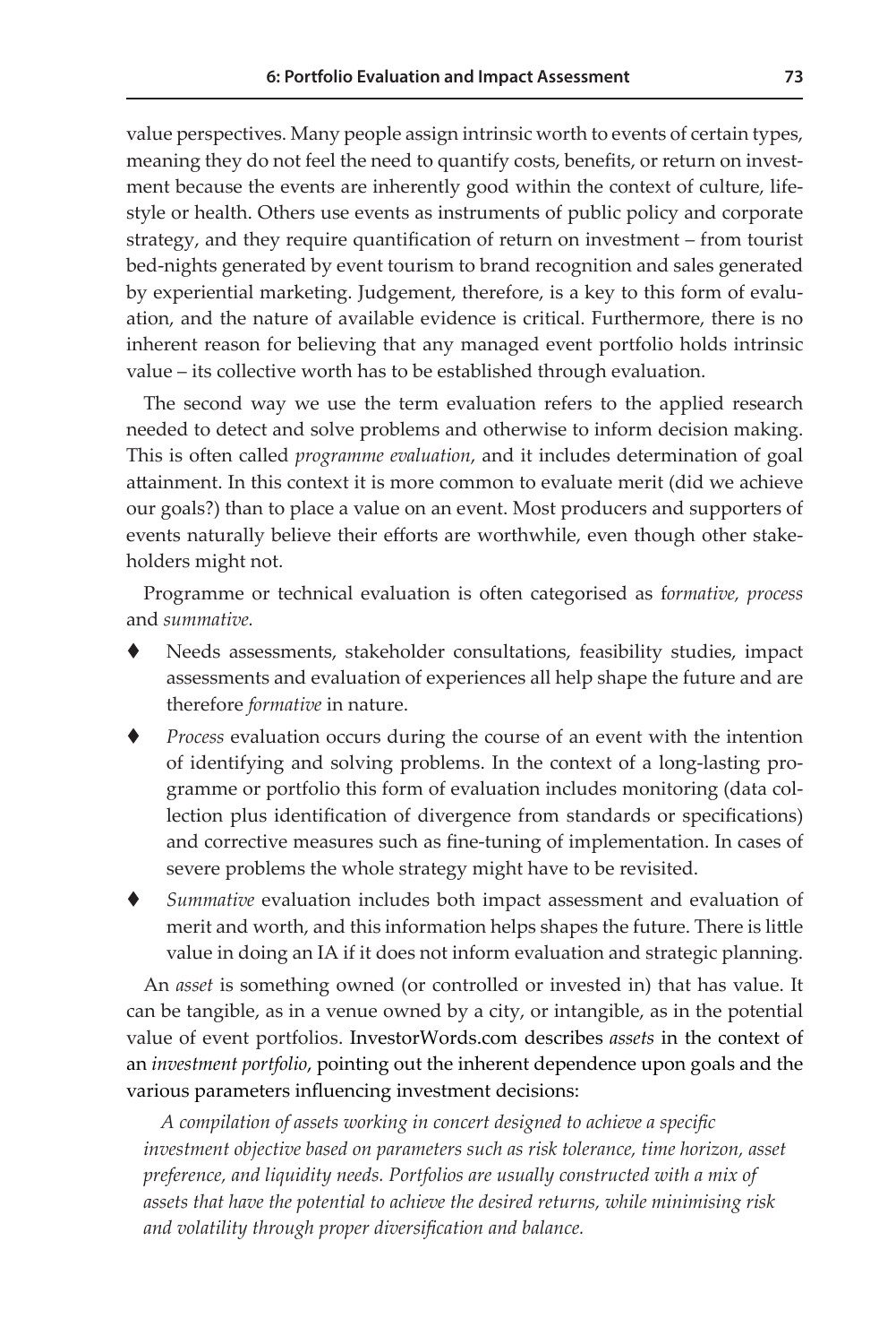value perspectives. Many people assign intrinsic worth to events of certain types, meaning they do not feel the need to quantify costs, benefits, or return on investment because the events are inherently good within the context of culture, lifestyle or health. Others use events as instruments of public policy and corporate strategy, and they require quantification of return on investment – from tourist bed-nights generated by event tourism to brand recognition and sales generated by experiential marketing. Judgement, therefore, is a key to this form of evaluation, and the nature of available evidence is critical. Furthermore, there is no inherent reason for believing that any managed event portfolio holds intrinsic value – its collective worth has to be established through evaluation.

The second way we use the term evaluation refers to the applied research needed to detect and solve problems and otherwise to inform decision making. This is often called *programme evaluation*, and it includes determination of goal attainment. In this context it is more common to evaluate merit (did we achieve our goals?) than to place a value on an event. Most producers and supporters of events naturally believe their efforts are worthwhile, even though other stakeholders might not.

Programme or technical evaluation is often categorised as f*ormative, process* and *summative.*

- Needs assessments, stakeholder consultations, feasibility studies, impact assessments and evaluation of experiences all help shape the future and are therefore *formative* in nature.
- *Process* evaluation occurs during the course of an event with the intention of identifying and solving problems. In the context of a long-lasting programme or portfolio this form of evaluation includes monitoring (data collection plus identification of divergence from standards or specifications) and corrective measures such as fine-tuning of implementation. In cases of severe problems the whole strategy might have to be revisited.
- *Summative* evaluation includes both impact assessment and evaluation of merit and worth, and this information helps shapes the future. There is little value in doing an IA if it does not inform evaluation and strategic planning.

An *asset* is something owned (or controlled or invested in) that has value. It can be tangible, as in a venue owned by a city, or intangible, as in the potential value of event portfolios. InvestorWords.com describes *assets* in the context of an *investment portfolio*, pointing out the inherent dependence upon goals and the various parameters influencing investment decisions:

> *A compilation of assets working in concert designed to achieve a specific investment objective based on parameters such as risk tolerance, time horizon, asset preference, and liquidity needs. Portfolios are usually constructed with a mix of assets that have the potential to achieve the desired returns, while minimising risk and volatility through proper diversification and balance.*